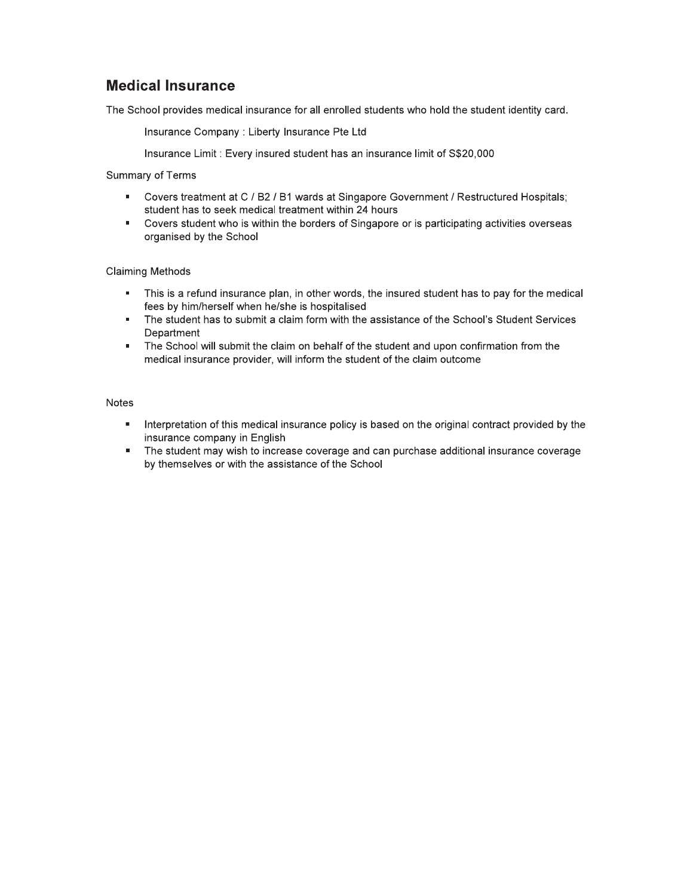## Medical Insurance

The School provides medical insurance for all enrolled students who hold the student identity card.

Insurance Company : Liberty Insurance Pte Ltd

Insurance Limit : Every insured student has an insurance limit of S$20,000

Summary of Terms

- Covers treatment at C / B2 / B1 wards at Singapore Government / Restructured Hospitals; student has to seek medical treatment within 24 hours
- Covers student who is within the borders of Singapore or is participating activities overseas organised by the School

Claiming Methods

- This is a refund insurance plan, in other words, the insured student has to pay for the medical fees by him/herself when he/she is hospitalised
- The student has to submit a claim form with the assistance of the School's Student Services Department
- The School will submit the claim on behalf of the student and upon confirmation from the medical insurance provider, will inform the student of the claim outcome

Notes

- Interpretation of this medical insurance policy is based on the original contract provided by the insurance company in English
- The student may wish to increase coverage and can purchase additional insurance coverage by themselves or with the assistance of the School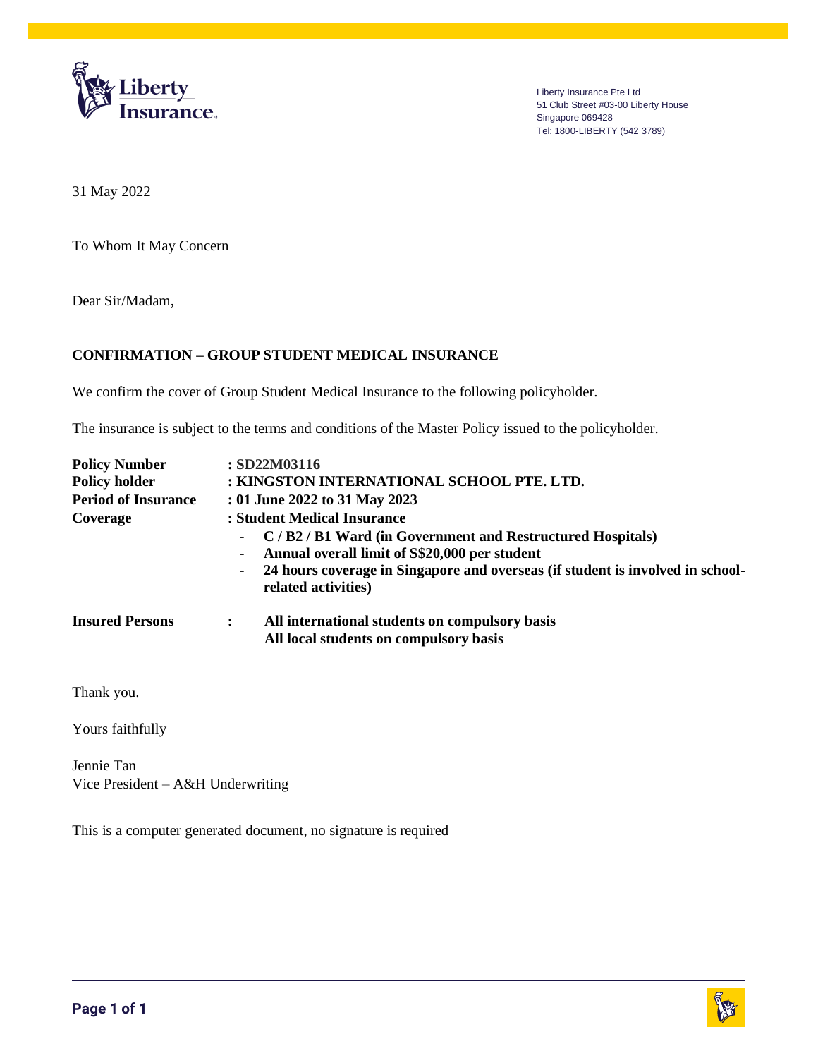Liberty Insurance Pte Ltd
51 Club Street #03-00 Liberty House
Singapore 069428
Tel: 1800-LIBERTY (542 3789)

31 May 2022

To Whom It May Concern

Dear Sir/Madam,

**CONFIRMATION – GROUP STUDENT MEDICAL INSURANCE**

We confirm the cover of Group Student Medical Insurance to the following policyholder.

The insurance is subject to the terms and conditions of the Master Policy issued to the policyholder.

**Policy Number** : **SD22M03116**
**Policy holder** : **KINGSTON INTERNATIONAL SCHOOL PTE. LTD.**
**Period of Insurance** : **01 June 2022 to 31 May 2023**
**Coverage** : **Student Medical Insurance**

- **C / B2 / B1 Ward (in Government and Restructured Hospitals)**
- **Annual overall limit of S$20,000 per student**
- **24 hours coverage in Singapore and overseas (if student is involved in school-related activities)**

**Insured Persons** : **All international students on compulsory basis**
**All local students on compulsory basis**

Thank you.

Yours faithfully

Jennie Tan
Vice President – A&H Underwriting

This is a computer generated document, no signature is required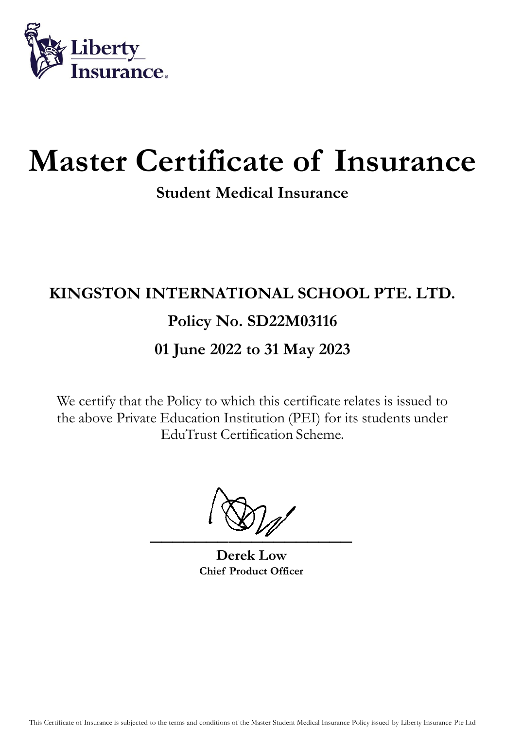Liberty Insurance

# Master Certificate of Insurance

## Student Medical Insurance

## KINGSTON INTERNATIONAL SCHOOL PTE. LTD.

## Policy No. SD22M03116

## 01 June 2022 to 31 May 2023

We certify that the Policy to which this certificate relates is issued to the above Private Education Institution (PEI) for its students under EduTrust Certification Scheme.

**Derek Low**
**Chief Product Officer**

This Certificate of Insurance is subjected to the terms and conditions of the Master Student Medical Insurance Policy issued by Liberty Insurance Pte Ltd